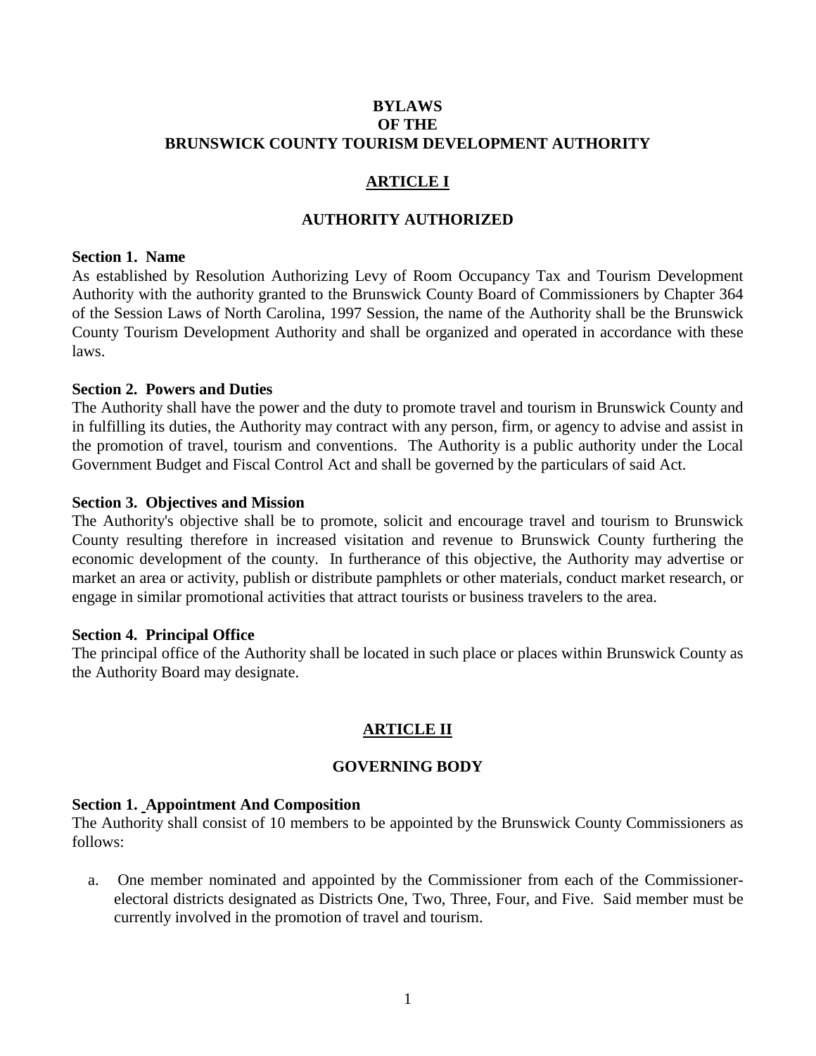# BYLAWS
# OF THE
# BRUNSWICK COUNTY TOURISM DEVELOPMENT AUTHORITY

## ARTICLE I

## AUTHORITY AUTHORIZED

**Section 1. Name**

As established by Resolution Authorizing Levy of Room Occupancy Tax and Tourism Development Authority with the authority granted to the Brunswick County Board of Commissioners by Chapter 364 of the Session Laws of North Carolina, 1997 Session, the name of the Authority shall be the Brunswick County Tourism Development Authority and shall be organized and operated in accordance with these laws.

**Section 2. Powers and Duties**

The Authority shall have the power and the duty to promote travel and tourism in Brunswick County and in fulfilling its duties, the Authority may contract with any person, firm, or agency to advise and assist in the promotion of travel, tourism and conventions. The Authority is a public authority under the Local Government Budget and Fiscal Control Act and shall be governed by the particulars of said Act.

**Section 3. Objectives and Mission**

The Authority's objective shall be to promote, solicit and encourage travel and tourism to Brunswick County resulting therefore in increased visitation and revenue to Brunswick County furthering the economic development of the county. In furtherance of this objective, the Authority may advertise or market an area or activity, publish or distribute pamphlets or other materials, conduct market research, or engage in similar promotional activities that attract tourists or business travelers to the area.

**Section 4. Principal Office**

The principal office of the Authority shall be located in such place or places within Brunswick County as the Authority Board may designate.

## ARTICLE II

## GOVERNING BODY

**Section 1. Appointment And Composition**

The Authority shall consist of 10 members to be appointed by the Brunswick County Commissioners as follows:

a. One member nominated and appointed by the Commissioner from each of the Commissioner-electoral districts designated as Districts One, Two, Three, Four, and Five. Said member must be currently involved in the promotion of travel and tourism.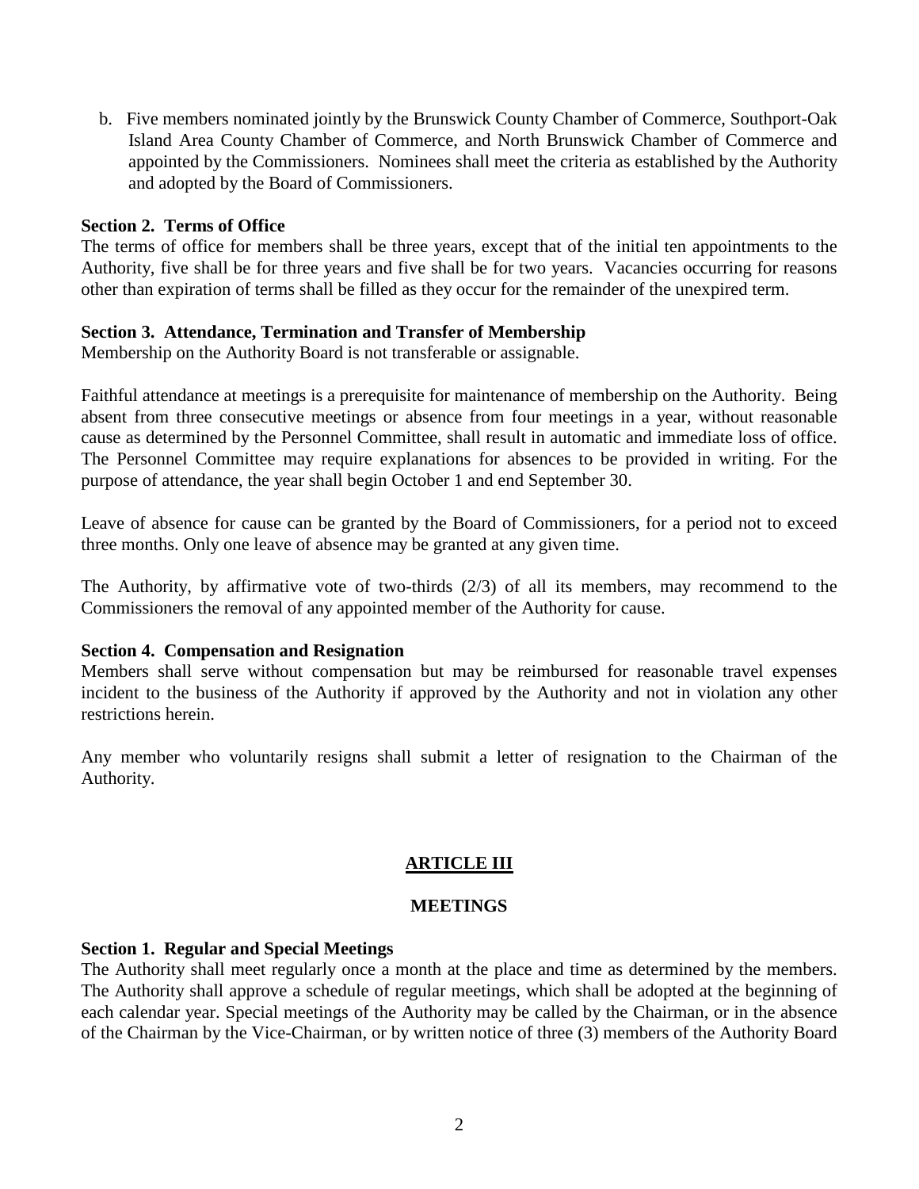b. Five members nominated jointly by the Brunswick County Chamber of Commerce, Southport-Oak Island Area County Chamber of Commerce, and North Brunswick Chamber of Commerce and appointed by the Commissioners. Nominees shall meet the criteria as established by the Authority and adopted by the Board of Commissioners.

**Section 2. Terms of Office**

The terms of office for members shall be three years, except that of the initial ten appointments to the Authority, five shall be for three years and five shall be for two years. Vacancies occurring for reasons other than expiration of terms shall be filled as they occur for the remainder of the unexpired term.

**Section 3. Attendance, Termination and Transfer of Membership**

Membership on the Authority Board is not transferable or assignable.

Faithful attendance at meetings is a prerequisite for maintenance of membership on the Authority. Being absent from three consecutive meetings or absence from four meetings in a year, without reasonable cause as determined by the Personnel Committee, shall result in automatic and immediate loss of office. The Personnel Committee may require explanations for absences to be provided in writing. For the purpose of attendance, the year shall begin October 1 and end September 30.

Leave of absence for cause can be granted by the Board of Commissioners, for a period not to exceed three months. Only one leave of absence may be granted at any given time.

The Authority, by affirmative vote of two-thirds (2/3) of all its members, may recommend to the Commissioners the removal of any appointed member of the Authority for cause.

**Section 4. Compensation and Resignation**

Members shall serve without compensation but may be reimbursed for reasonable travel expenses incident to the business of the Authority if approved by the Authority and not in violation any other restrictions herein.

Any member who voluntarily resigns shall submit a letter of resignation to the Chairman of the Authority.

## ARTICLE III

## MEETINGS

**Section 1. Regular and Special Meetings**

The Authority shall meet regularly once a month at the place and time as determined by the members. The Authority shall approve a schedule of regular meetings, which shall be adopted at the beginning of each calendar year. Special meetings of the Authority may be called by the Chairman, or in the absence of the Chairman by the Vice-Chairman, or by written notice of three (3) members of the Authority Board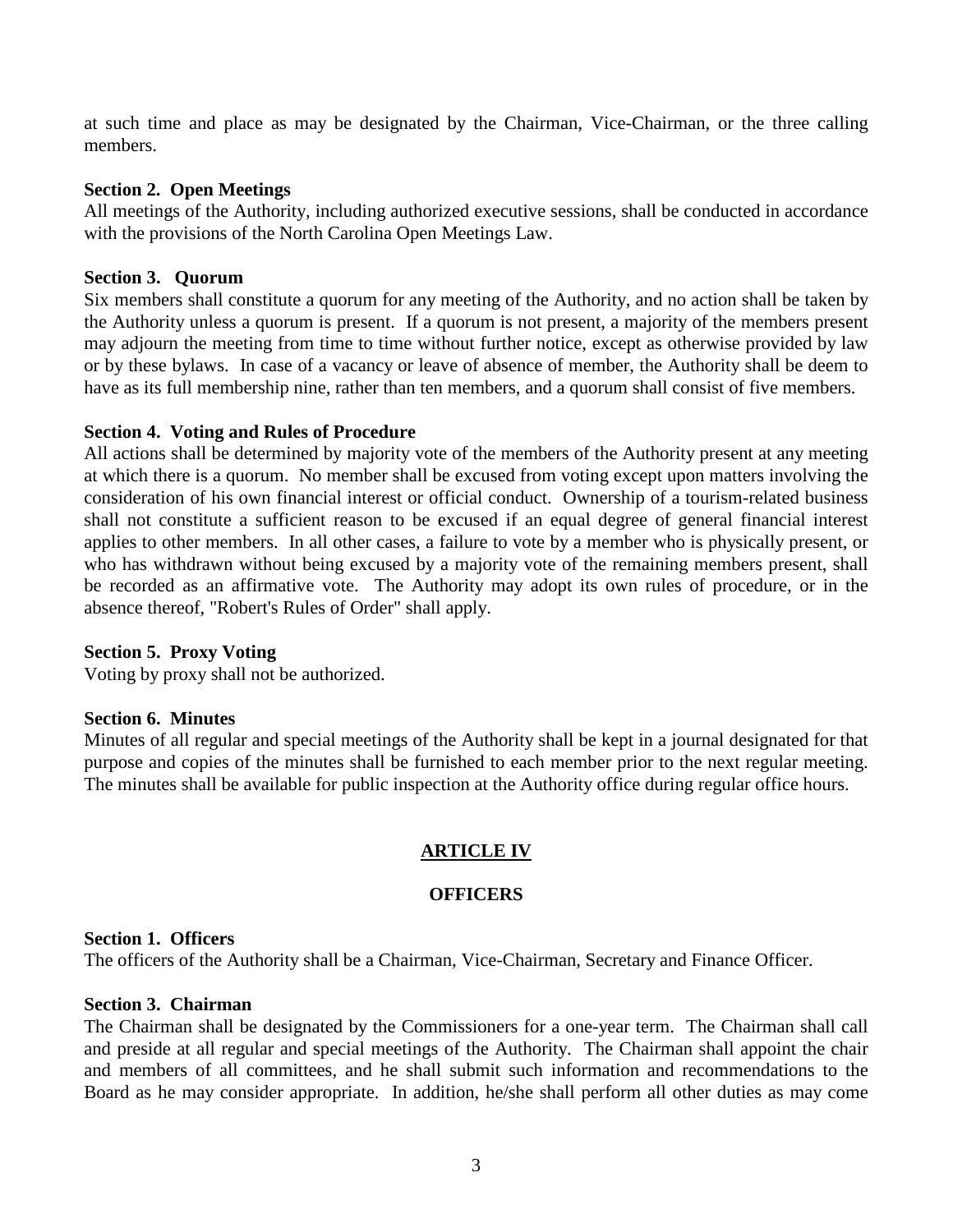at such time and place as may be designated by the Chairman, Vice-Chairman, or the three calling members.

**Section 2. Open Meetings**
All meetings of the Authority, including authorized executive sessions, shall be conducted in accordance with the provisions of the North Carolina Open Meetings Law.

**Section 3. Quorum**
Six members shall constitute a quorum for any meeting of the Authority, and no action shall be taken by the Authority unless a quorum is present. If a quorum is not present, a majority of the members present may adjourn the meeting from time to time without further notice, except as otherwise provided by law or by these bylaws. In case of a vacancy or leave of absence of member, the Authority shall be deem to have as its full membership nine, rather than ten members, and a quorum shall consist of five members.

**Section 4. Voting and Rules of Procedure**
All actions shall be determined by majority vote of the members of the Authority present at any meeting at which there is a quorum. No member shall be excused from voting except upon matters involving the consideration of his own financial interest or official conduct. Ownership of a tourism-related business shall not constitute a sufficient reason to be excused if an equal degree of general financial interest applies to other members. In all other cases, a failure to vote by a member who is physically present, or who has withdrawn without being excused by a majority vote of the remaining members present, shall be recorded as an affirmative vote. The Authority may adopt its own rules of procedure, or in the absence thereof, "Robert's Rules of Order" shall apply.

**Section 5. Proxy Voting**
Voting by proxy shall not be authorized.

**Section 6. Minutes**
Minutes of all regular and special meetings of the Authority shall be kept in a journal designated for that purpose and copies of the minutes shall be furnished to each member prior to the next regular meeting. The minutes shall be available for public inspection at the Authority office during regular office hours.

## ARTICLE IV

## OFFICERS

**Section 1. Officers**
The officers of the Authority shall be a Chairman, Vice-Chairman, Secretary and Finance Officer.

**Section 3. Chairman**
The Chairman shall be designated by the Commissioners for a one-year term. The Chairman shall call and preside at all regular and special meetings of the Authority. The Chairman shall appoint the chair and members of all committees, and he shall submit such information and recommendations to the Board as he may consider appropriate. In addition, he/she shall perform all other duties as may come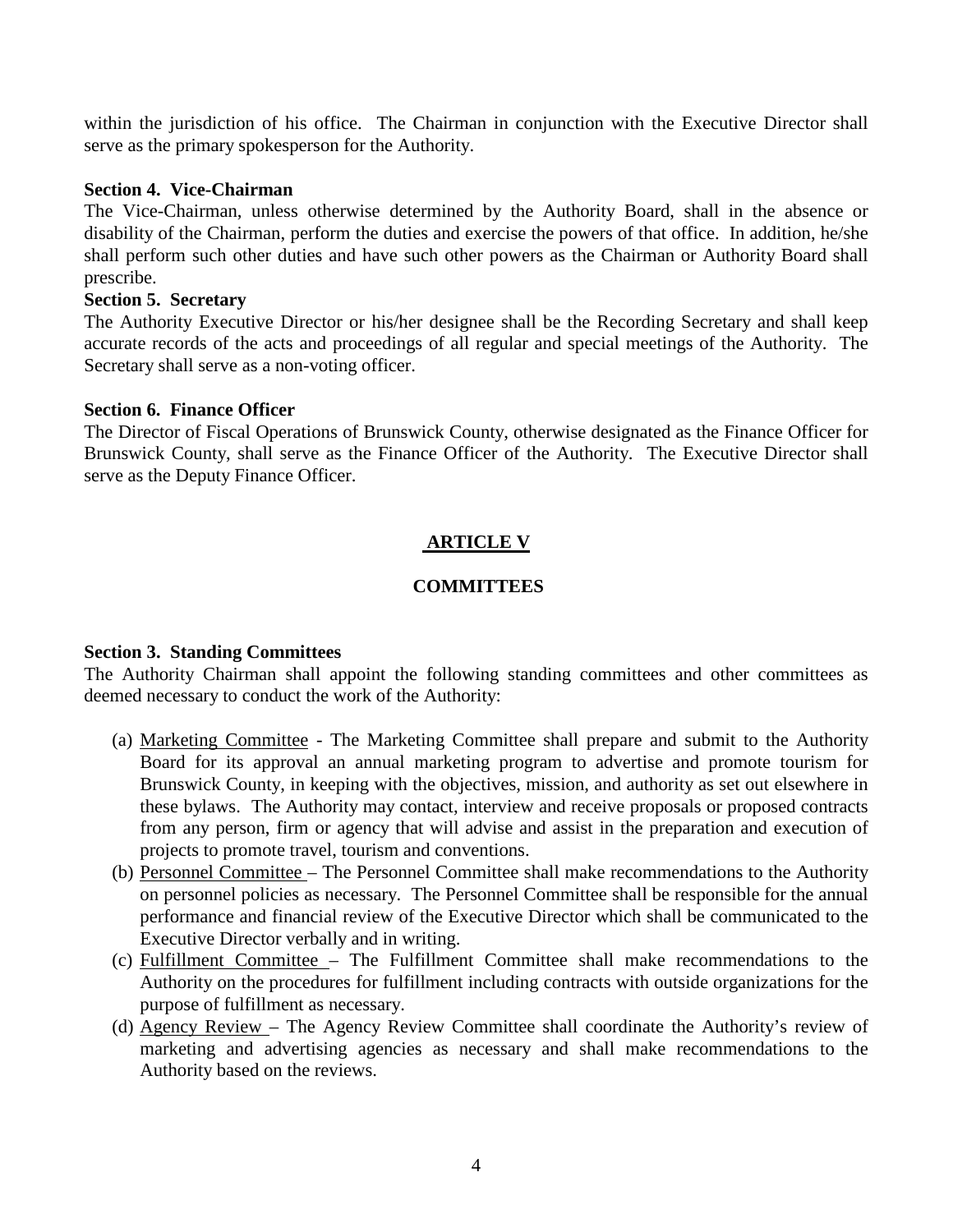within the jurisdiction of his office. The Chairman in conjunction with the Executive Director shall serve as the primary spokesperson for the Authority.

**Section 4. Vice-Chairman**

The Vice-Chairman, unless otherwise determined by the Authority Board, shall in the absence or disability of the Chairman, perform the duties and exercise the powers of that office. In addition, he/she shall perform such other duties and have such other powers as the Chairman or Authority Board shall prescribe.

**Section 5. Secretary**

The Authority Executive Director or his/her designee shall be the Recording Secretary and shall keep accurate records of the acts and proceedings of all regular and special meetings of the Authority. The Secretary shall serve as a non-voting officer.

**Section 6. Finance Officer**

The Director of Fiscal Operations of Brunswick County, otherwise designated as the Finance Officer for Brunswick County, shall serve as the Finance Officer of the Authority. The Executive Director shall serve as the Deputy Finance Officer.

## ARTICLE V

## COMMITTEES

**Section 3. Standing Committees**

The Authority Chairman shall appoint the following standing committees and other committees as deemed necessary to conduct the work of the Authority:

(a) Marketing Committee - The Marketing Committee shall prepare and submit to the Authority Board for its approval an annual marketing program to advertise and promote tourism for Brunswick County, in keeping with the objectives, mission, and authority as set out elsewhere in these bylaws. The Authority may contact, interview and receive proposals or proposed contracts from any person, firm or agency that will advise and assist in the preparation and execution of projects to promote travel, tourism and conventions.

(b) Personnel Committee – The Personnel Committee shall make recommendations to the Authority on personnel policies as necessary. The Personnel Committee shall be responsible for the annual performance and financial review of the Executive Director which shall be communicated to the Executive Director verbally and in writing.

(c) Fulfillment Committee – The Fulfillment Committee shall make recommendations to the Authority on the procedures for fulfillment including contracts with outside organizations for the purpose of fulfillment as necessary.

(d) Agency Review – The Agency Review Committee shall coordinate the Authority's review of marketing and advertising agencies as necessary and shall make recommendations to the Authority based on the reviews.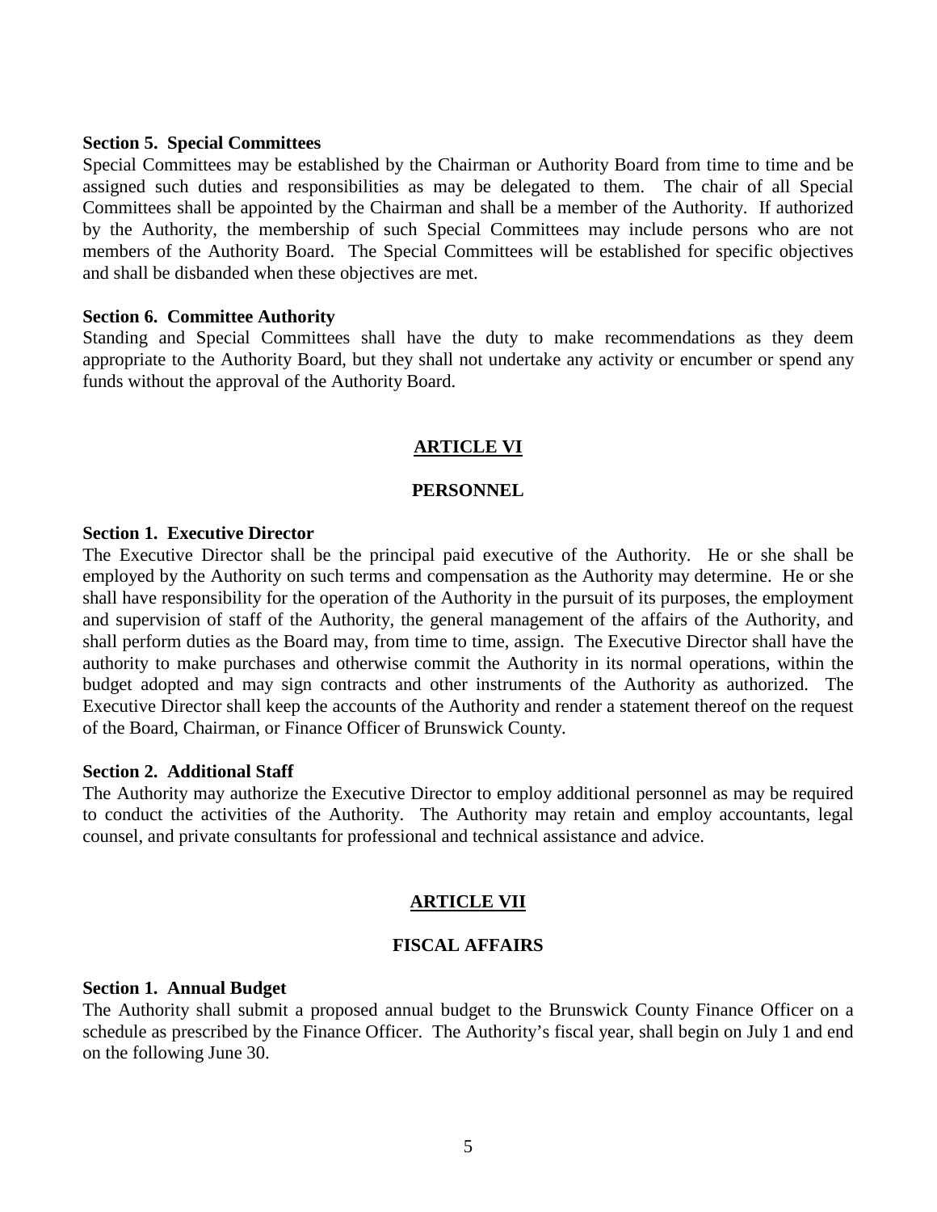**Section 5. Special Committees**

Special Committees may be established by the Chairman or Authority Board from time to time and be assigned such duties and responsibilities as may be delegated to them. The chair of all Special Committees shall be appointed by the Chairman and shall be a member of the Authority. If authorized by the Authority, the membership of such Special Committees may include persons who are not members of the Authority Board. The Special Committees will be established for specific objectives and shall be disbanded when these objectives are met.

**Section 6. Committee Authority**

Standing and Special Committees shall have the duty to make recommendations as they deem appropriate to the Authority Board, but they shall not undertake any activity or encumber or spend any funds without the approval of the Authority Board.

## ARTICLE VI

## PERSONNEL

**Section 1. Executive Director**

The Executive Director shall be the principal paid executive of the Authority. He or she shall be employed by the Authority on such terms and compensation as the Authority may determine. He or she shall have responsibility for the operation of the Authority in the pursuit of its purposes, the employment and supervision of staff of the Authority, the general management of the affairs of the Authority, and shall perform duties as the Board may, from time to time, assign. The Executive Director shall have the authority to make purchases and otherwise commit the Authority in its normal operations, within the budget adopted and may sign contracts and other instruments of the Authority as authorized. The Executive Director shall keep the accounts of the Authority and render a statement thereof on the request of the Board, Chairman, or Finance Officer of Brunswick County.

**Section 2. Additional Staff**

The Authority may authorize the Executive Director to employ additional personnel as may be required to conduct the activities of the Authority. The Authority may retain and employ accountants, legal counsel, and private consultants for professional and technical assistance and advice.

## ARTICLE VII

## FISCAL AFFAIRS

**Section 1. Annual Budget**

The Authority shall submit a proposed annual budget to the Brunswick County Finance Officer on a schedule as prescribed by the Finance Officer. The Authority's fiscal year, shall begin on July 1 and end on the following June 30.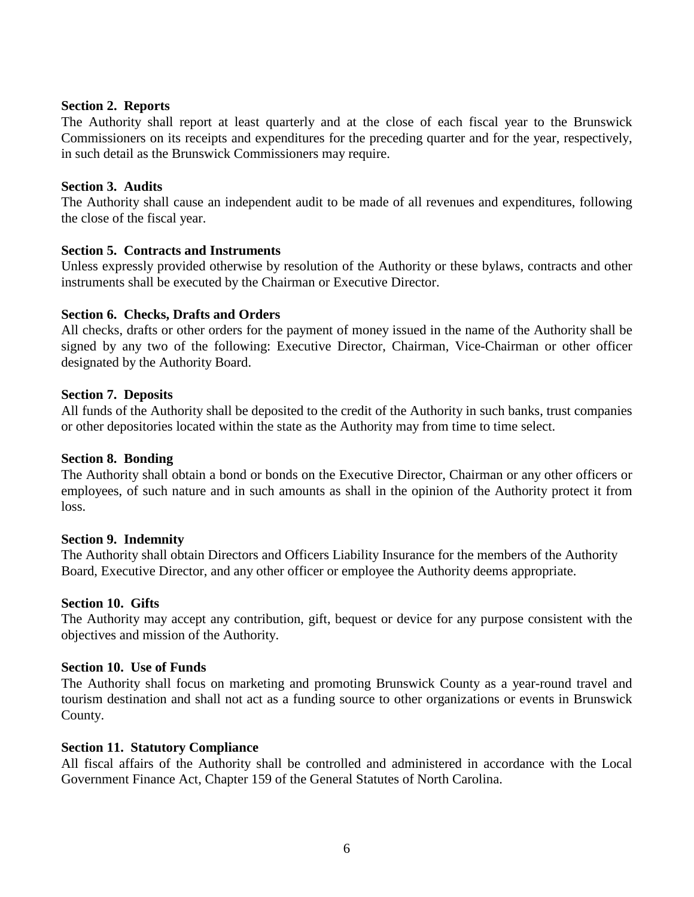**Section 2. Reports**

The Authority shall report at least quarterly and at the close of each fiscal year to the Brunswick Commissioners on its receipts and expenditures for the preceding quarter and for the year, respectively, in such detail as the Brunswick Commissioners may require.

**Section 3. Audits**

The Authority shall cause an independent audit to be made of all revenues and expenditures, following the close of the fiscal year.

**Section 5. Contracts and Instruments**

Unless expressly provided otherwise by resolution of the Authority or these bylaws, contracts and other instruments shall be executed by the Chairman or Executive Director.

**Section 6. Checks, Drafts and Orders**

All checks, drafts or other orders for the payment of money issued in the name of the Authority shall be signed by any two of the following: Executive Director, Chairman, Vice-Chairman or other officer designated by the Authority Board.

**Section 7. Deposits**

All funds of the Authority shall be deposited to the credit of the Authority in such banks, trust companies or other depositories located within the state as the Authority may from time to time select.

**Section 8. Bonding**

The Authority shall obtain a bond or bonds on the Executive Director, Chairman or any other officers or employees, of such nature and in such amounts as shall in the opinion of the Authority protect it from loss.

**Section 9. Indemnity**

The Authority shall obtain Directors and Officers Liability Insurance for the members of the Authority Board, Executive Director, and any other officer or employee the Authority deems appropriate.

**Section 10. Gifts**

The Authority may accept any contribution, gift, bequest or device for any purpose consistent with the objectives and mission of the Authority.

**Section 10. Use of Funds**

The Authority shall focus on marketing and promoting Brunswick County as a year-round travel and tourism destination and shall not act as a funding source to other organizations or events in Brunswick County.

**Section 11. Statutory Compliance**

All fiscal affairs of the Authority shall be controlled and administered in accordance with the Local Government Finance Act, Chapter 159 of the General Statutes of North Carolina.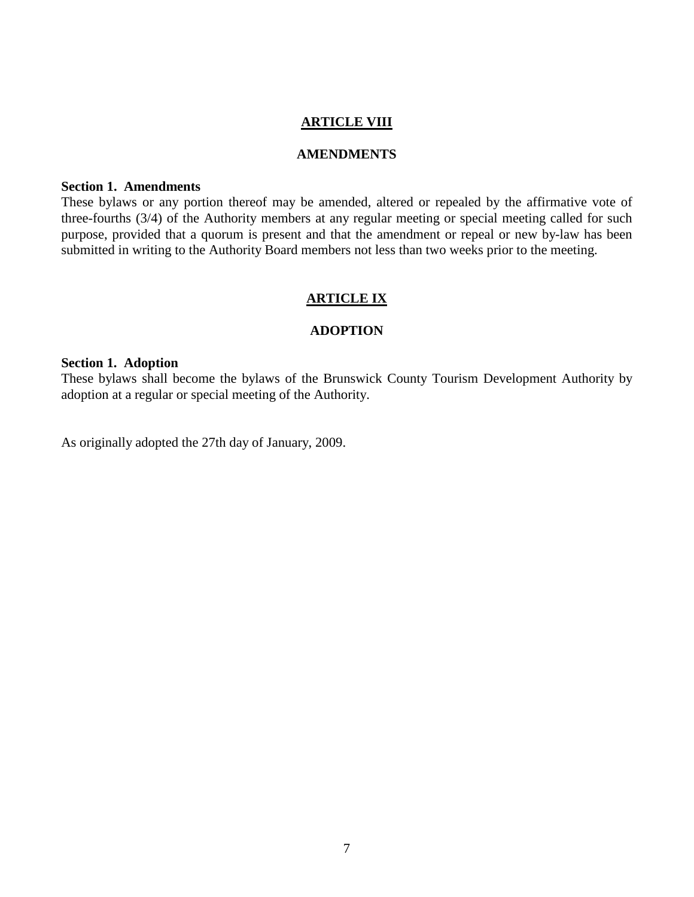## ARTICLE VIII

## AMENDMENTS

**Section 1. Amendments**

These bylaws or any portion thereof may be amended, altered or repealed by the affirmative vote of three-fourths (3/4) of the Authority members at any regular meeting or special meeting called for such purpose, provided that a quorum is present and that the amendment or repeal or new by-law has been submitted in writing to the Authority Board members not less than two weeks prior to the meeting.

## ARTICLE IX

## ADOPTION

**Section 1. Adoption**

These bylaws shall become the bylaws of the Brunswick County Tourism Development Authority by adoption at a regular or special meeting of the Authority.

As originally adopted the 27th day of January, 2009.